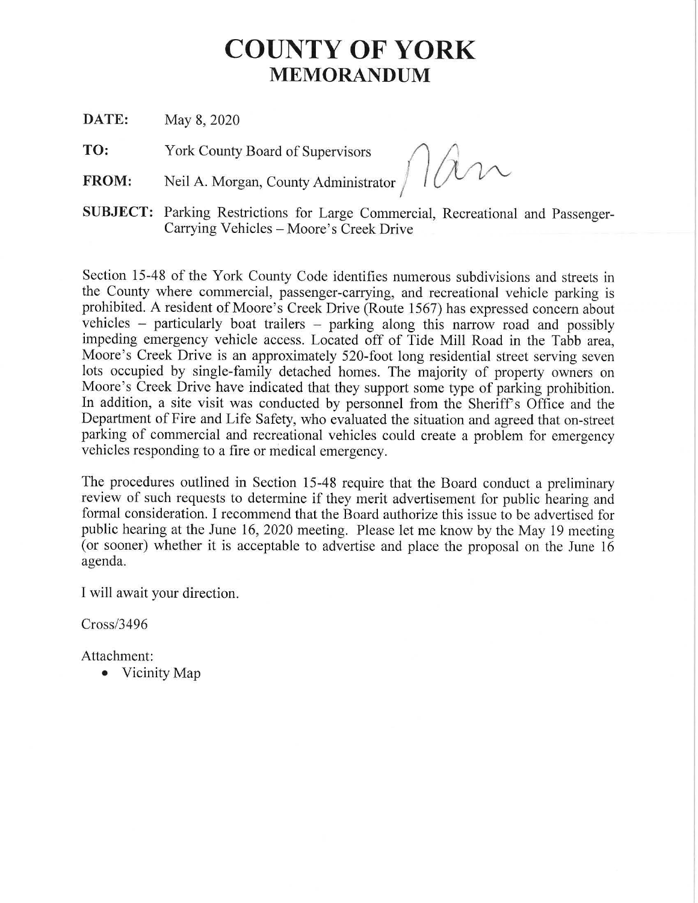# COUNTY OF YORK
## MEMORANDUM

**DATE:** May 8, 2020

**TO:** York County Board of Supervisors

**FROM:** Neil A. Morgan, County Administrator

**SUBJECT:** Parking Restrictions for Large Commercial, Recreational and Passenger-Carrying Vehicles – Moore's Creek Drive

Section 15-48 of the York County Code identifies numerous subdivisions and streets in the County where commercial, passenger-carrying, and recreational vehicle parking is prohibited. A resident of Moore's Creek Drive (Route 1567) has expressed concern about vehicles – particularly boat trailers – parking along this narrow road and possibly impeding emergency vehicle access. Located off of Tide Mill Road in the Tabb area, Moore's Creek Drive is an approximately 520-foot long residential street serving seven lots occupied by single-family detached homes. The majority of property owners on Moore's Creek Drive have indicated that they support some type of parking prohibition. In addition, a site visit was conducted by personnel from the Sheriff's Office and the Department of Fire and Life Safety, who evaluated the situation and agreed that on-street parking of commercial and recreational vehicles could create a problem for emergency vehicles responding to a fire or medical emergency.

The procedures outlined in Section 15-48 require that the Board conduct a preliminary review of such requests to determine if they merit advertisement for public hearing and formal consideration. I recommend that the Board authorize this issue to be advertised for public hearing at the June 16, 2020 meeting. Please let me know by the May 19 meeting (or sooner) whether it is acceptable to advertise and place the proposal on the June 16 agenda.

I will await your direction.

Cross/3496

Attachment:

- Vicinity Map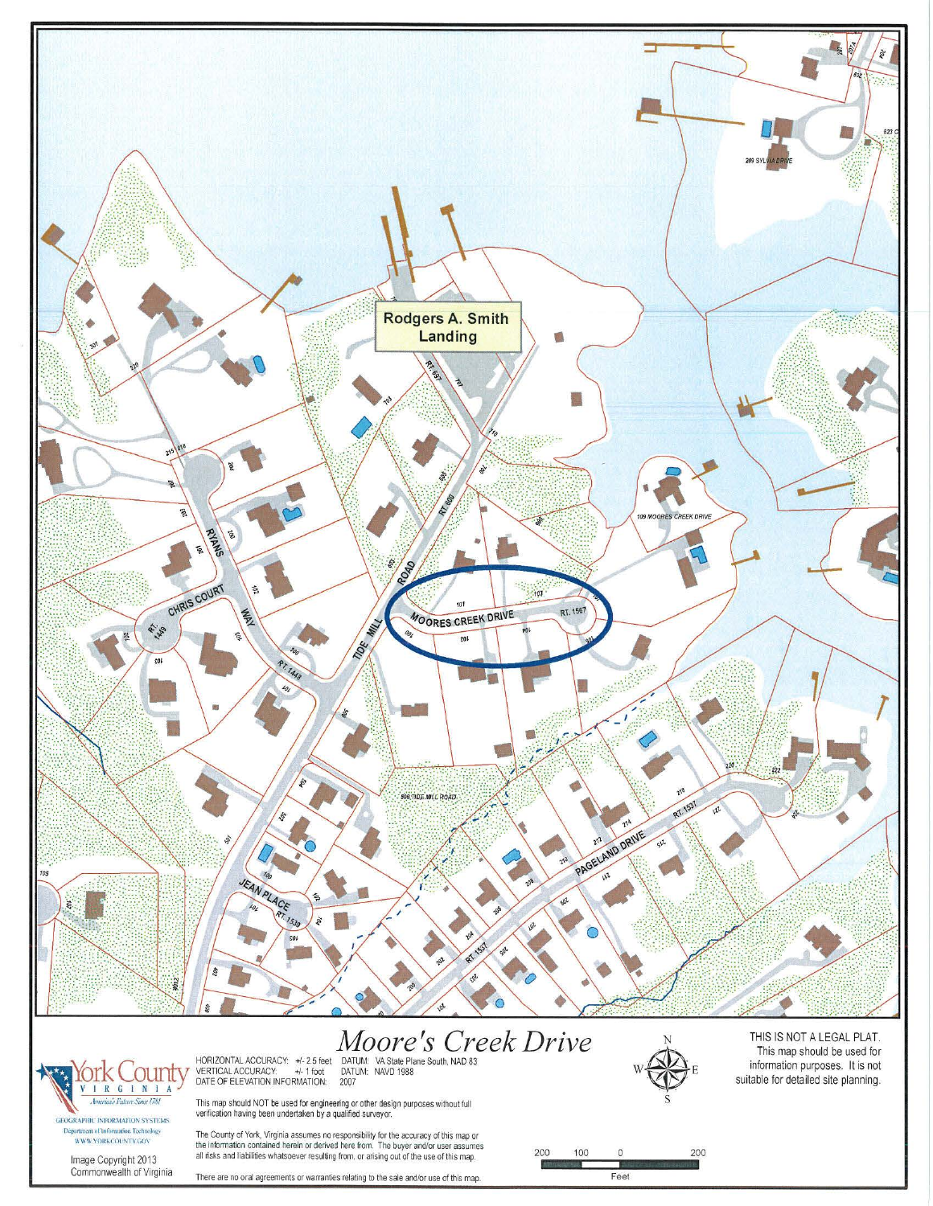# *Moore's Creek Drive*

Rodgers A. Smith Landing

TIDE MILL ROAD

RT. 697

RT. 600

MOORES CREEK DRIVE

RT. 1567

109 MOORES CREEK DRIVE

209 SYLVIA DRIVE

RYANS WAY

RT. 1448

CHRIS COURT

RT. 1449

JEAN PLACE

RT. 1539

PAGELAND DRIVE

RT. 1537

906 TIDE MILL ROAD

HORIZONTAL ACCURACY: +/- 2.5 feet  
VERTICAL ACCURACY: +/- 1 foot  
DATE OF ELEVATION INFORMATION: 2007

DATUM: VA State Plane South, NAD 83  
DATUM: NAVD 1988

This map should NOT be used for engineering or other design purposes without full verification having been undertaken by a qualified surveyor.

The County of York, Virginia assumes no responsibility for the accuracy of this map or the information contained herein or derived here from. The buyer and/or user assumes all risks and liabilities whatsoever resulting from, or arising out of the use of this map.

There are no oral agreements or warranties relating to the sale and/or use of this map.

THIS IS NOT A LEGAL PLAT. This map should be used for information purposes. It is not suitable for detailed site planning.

200 100 0 200  
Feet

N  
W E  
S

York County  
VIRGINIA  
America's Future Since 1781

GEOGRAPHIC INFORMATION SYSTEMS  
Department of Information Technology  
WWW.YORKCOUNTY.GOV

Image Copyright 2013  
Commonwealth of Virginia